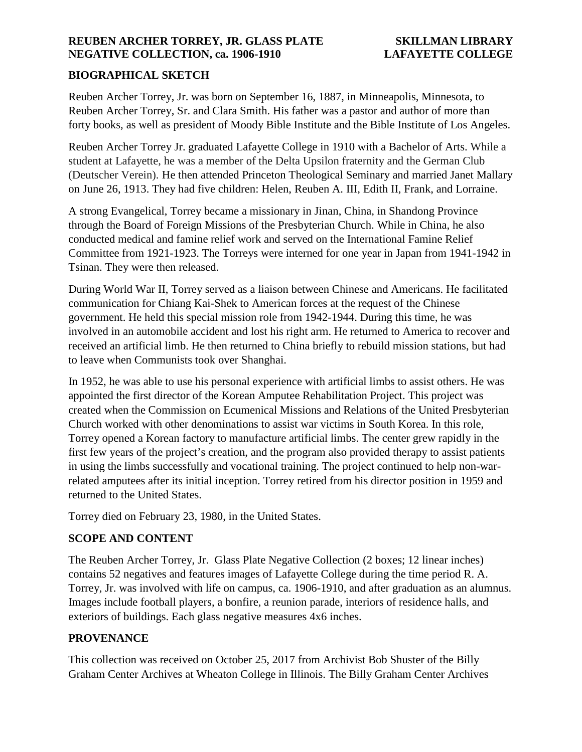**REUBEN ARCHER TORREY, JR. GLASS PLATE NEGATIVE COLLECTION, ca. 1906-1910**

**SKILLMAN LIBRARY LAFAYETTE COLLEGE**

## BIOGRAPHICAL SKETCH

Reuben Archer Torrey, Jr. was born on September 16, 1887, in Minneapolis, Minnesota, to Reuben Archer Torrey, Sr. and Clara Smith. His father was a pastor and author of more than forty books, as well as president of Moody Bible Institute and the Bible Institute of Los Angeles.

Reuben Archer Torrey Jr. graduated Lafayette College in 1910 with a Bachelor of Arts. While a student at Lafayette, he was a member of the Delta Upsilon fraternity and the German Club (Deutscher Verein). He then attended Princeton Theological Seminary and married Janet Mallary on June 26, 1913. They had five children: Helen, Reuben A. III, Edith II, Frank, and Lorraine.

A strong Evangelical, Torrey became a missionary in Jinan, China, in Shandong Province through the Board of Foreign Missions of the Presbyterian Church. While in China, he also conducted medical and famine relief work and served on the International Famine Relief Committee from 1921-1923. The Torreys were interned for one year in Japan from 1941-1942 in Tsinan. They were then released.

During World War II, Torrey served as a liaison between Chinese and Americans. He facilitated communication for Chiang Kai-Shek to American forces at the request of the Chinese government. He held this special mission role from 1942-1944. During this time, he was involved in an automobile accident and lost his right arm. He returned to America to recover and received an artificial limb. He then returned to China briefly to rebuild mission stations, but had to leave when Communists took over Shanghai.

In 1952, he was able to use his personal experience with artificial limbs to assist others. He was appointed the first director of the Korean Amputee Rehabilitation Project. This project was created when the Commission on Ecumenical Missions and Relations of the United Presbyterian Church worked with other denominations to assist war victims in South Korea. In this role, Torrey opened a Korean factory to manufacture artificial limbs. The center grew rapidly in the first few years of the project's creation, and the program also provided therapy to assist patients in using the limbs successfully and vocational training. The project continued to help non-war-related amputees after its initial inception. Torrey retired from his director position in 1959 and returned to the United States.

Torrey died on February 23, 1980, in the United States.

## SCOPE AND CONTENT

The Reuben Archer Torrey, Jr. Glass Plate Negative Collection (2 boxes; 12 linear inches) contains 52 negatives and features images of Lafayette College during the time period R. A. Torrey, Jr. was involved with life on campus, ca. 1906-1910, and after graduation as an alumnus. Images include football players, a bonfire, a reunion parade, interiors of residence halls, and exteriors of buildings. Each glass negative measures 4x6 inches.

## PROVENANCE

This collection was received on October 25, 2017 from Archivist Bob Shuster of the Billy Graham Center Archives at Wheaton College in Illinois. The Billy Graham Center Archives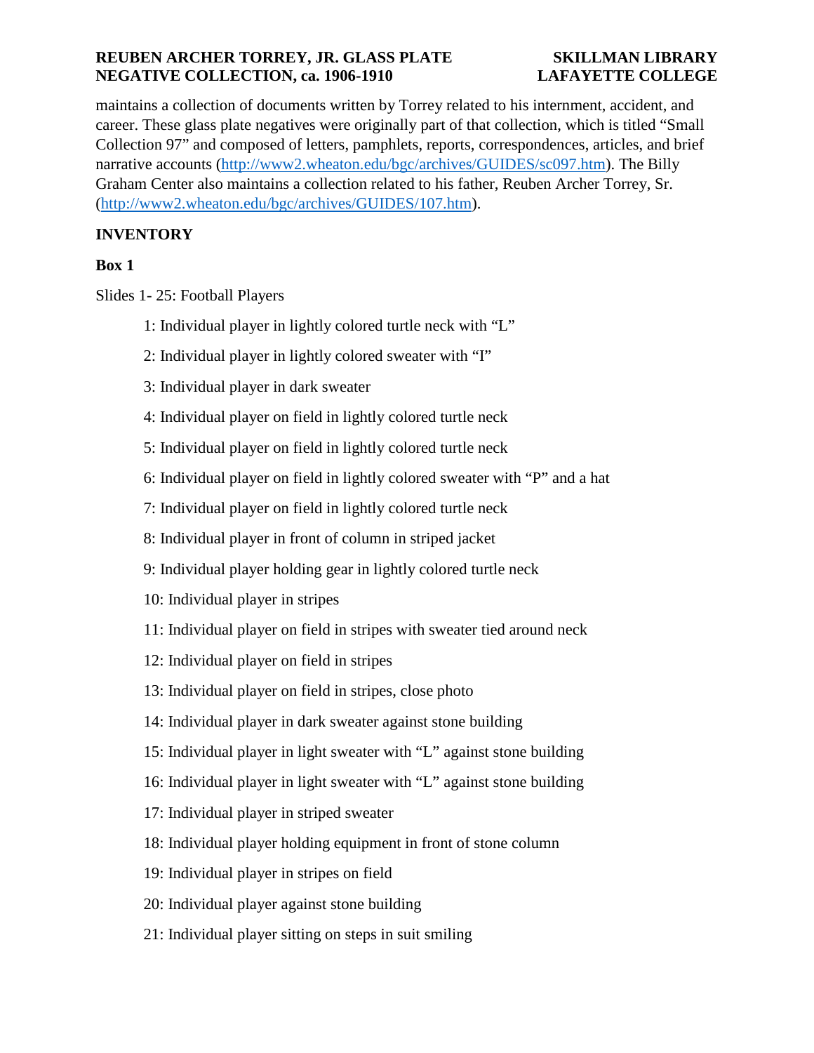maintains a collection of documents written by Torrey related to his internment, accident, and career. These glass plate negatives were originally part of that collection, which is titled "Small Collection 97" and composed of letters, pamphlets, reports, correspondences, articles, and brief narrative accounts (http://www2.wheaton.edu/bgc/archives/GUIDES/sc097.htm). The Billy Graham Center also maintains a collection related to his father, Reuben Archer Torrey, Sr. (http://www2.wheaton.edu/bgc/archives/GUIDES/107.htm).

## INVENTORY

### Box 1

Slides 1- 25: Football Players

- 1: Individual player in lightly colored turtle neck with "L"
- 2: Individual player in lightly colored sweater with "I"
- 3: Individual player in dark sweater
- 4: Individual player on field in lightly colored turtle neck
- 5: Individual player on field in lightly colored turtle neck
- 6: Individual player on field in lightly colored sweater with "P" and a hat
- 7: Individual player on field in lightly colored turtle neck
- 8: Individual player in front of column in striped jacket
- 9: Individual player holding gear in lightly colored turtle neck
- 10: Individual player in stripes
- 11: Individual player on field in stripes with sweater tied around neck
- 12: Individual player on field in stripes
- 13: Individual player on field in stripes, close photo
- 14: Individual player in dark sweater against stone building
- 15: Individual player in light sweater with "L" against stone building
- 16: Individual player in light sweater with "L" against stone building
- 17: Individual player in striped sweater
- 18: Individual player holding equipment in front of stone column
- 19: Individual player in stripes on field
- 20: Individual player against stone building
- 21: Individual player sitting on steps in suit smiling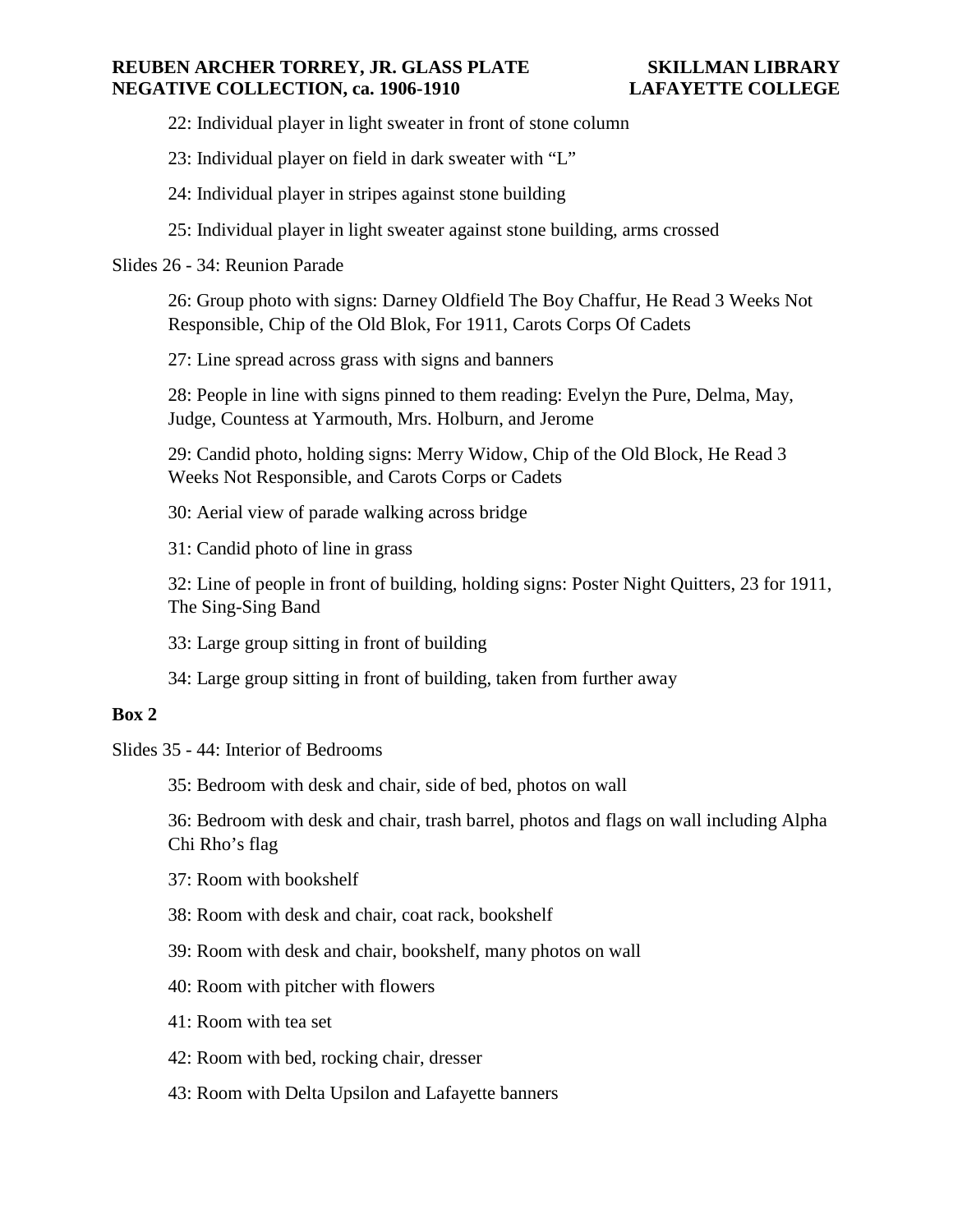22: Individual player in light sweater in front of stone column

23: Individual player on field in dark sweater with "L"

24: Individual player in stripes against stone building

25: Individual player in light sweater against stone building, arms crossed

Slides 26 - 34: Reunion Parade

26: Group photo with signs: Darney Oldfield The Boy Chaffur, He Read 3 Weeks Not Responsible, Chip of the Old Blok, For 1911, Carots Corps Of Cadets

27: Line spread across grass with signs and banners

28: People in line with signs pinned to them reading: Evelyn the Pure, Delma, May, Judge, Countess at Yarmouth, Mrs. Holburn, and Jerome

29: Candid photo, holding signs: Merry Widow, Chip of the Old Block, He Read 3 Weeks Not Responsible, and Carots Corps or Cadets

30: Aerial view of parade walking across bridge

31: Candid photo of line in grass

32: Line of people in front of building, holding signs: Poster Night Quitters, 23 for 1911, The Sing-Sing Band

33: Large group sitting in front of building

34: Large group sitting in front of building, taken from further away

**Box 2**

Slides 35 - 44: Interior of Bedrooms

35: Bedroom with desk and chair, side of bed, photos on wall

36: Bedroom with desk and chair, trash barrel, photos and flags on wall including Alpha Chi Rho's flag

37: Room with bookshelf

38: Room with desk and chair, coat rack, bookshelf

39: Room with desk and chair, bookshelf, many photos on wall

40: Room with pitcher with flowers

41: Room with tea set

42: Room with bed, rocking chair, dresser

43: Room with Delta Upsilon and Lafayette banners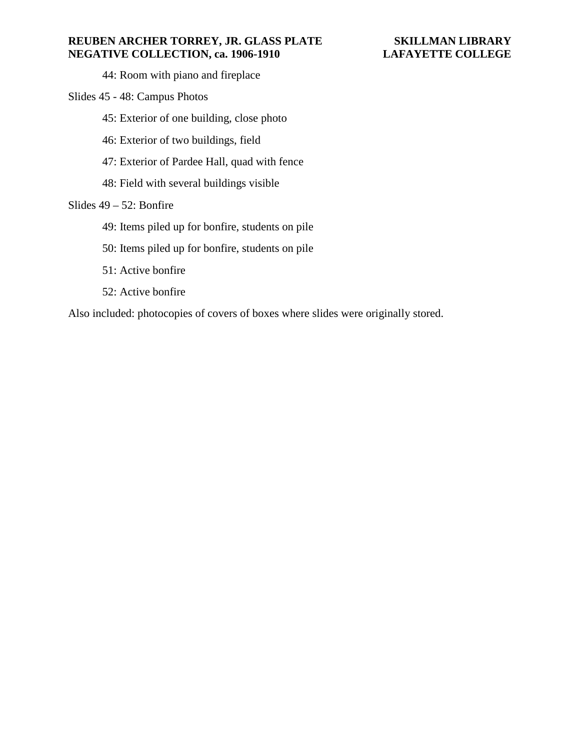44: Room with piano and fireplace

Slides 45 - 48: Campus Photos

- 45: Exterior of one building, close photo
- 46: Exterior of two buildings, field
- 47: Exterior of Pardee Hall, quad with fence
- 48: Field with several buildings visible

Slides 49 – 52: Bonfire

- 49: Items piled up for bonfire, students on pile
- 50: Items piled up for bonfire, students on pile
- 51: Active bonfire
- 52: Active bonfire

Also included: photocopies of covers of boxes where slides were originally stored.